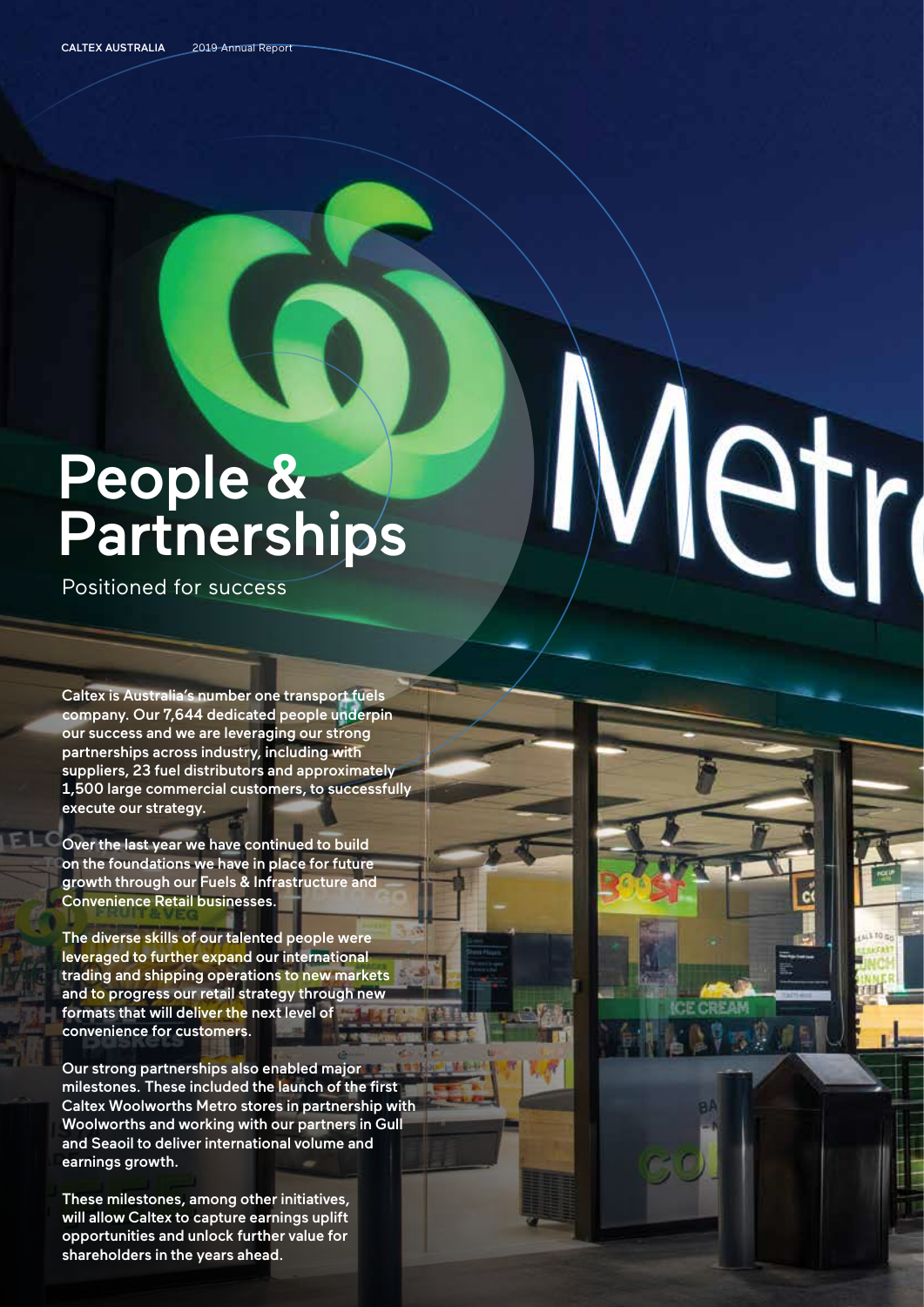# People & Partnerships

Positioned for success

**Caltex is Australia's number one transport fuels company. Our 7,644 dedicated people underpin our success and we are leveraging our strong partnerships across industry, including with suppliers, 23 fuel distributors and approximately 1,500 large commercial customers, to successfully execute our strategy.**

**Over the last year we have continued to build on the foundations we have in place for future growth through our Fuels & Infrastructure and Convenience Retail businesses.**

**The diverse skills of our talented people were leveraged to further expand our international trading and shipping operations to new markets and to progress our retail strategy through new formats that will deliver the next level of convenience for customers.**

**Our strong partnerships also enabled major milestones. These included the launch of the first Caltex Woolworths Metro stores in partnership with Woolworths and working with our partners in Gull and Seaoil to deliver international volume and earnings growth.**

**These milestones, among other initiatives, will allow Caltex to capture earnings uplift opportunities and unlock further value for shareholders in the years ahead.**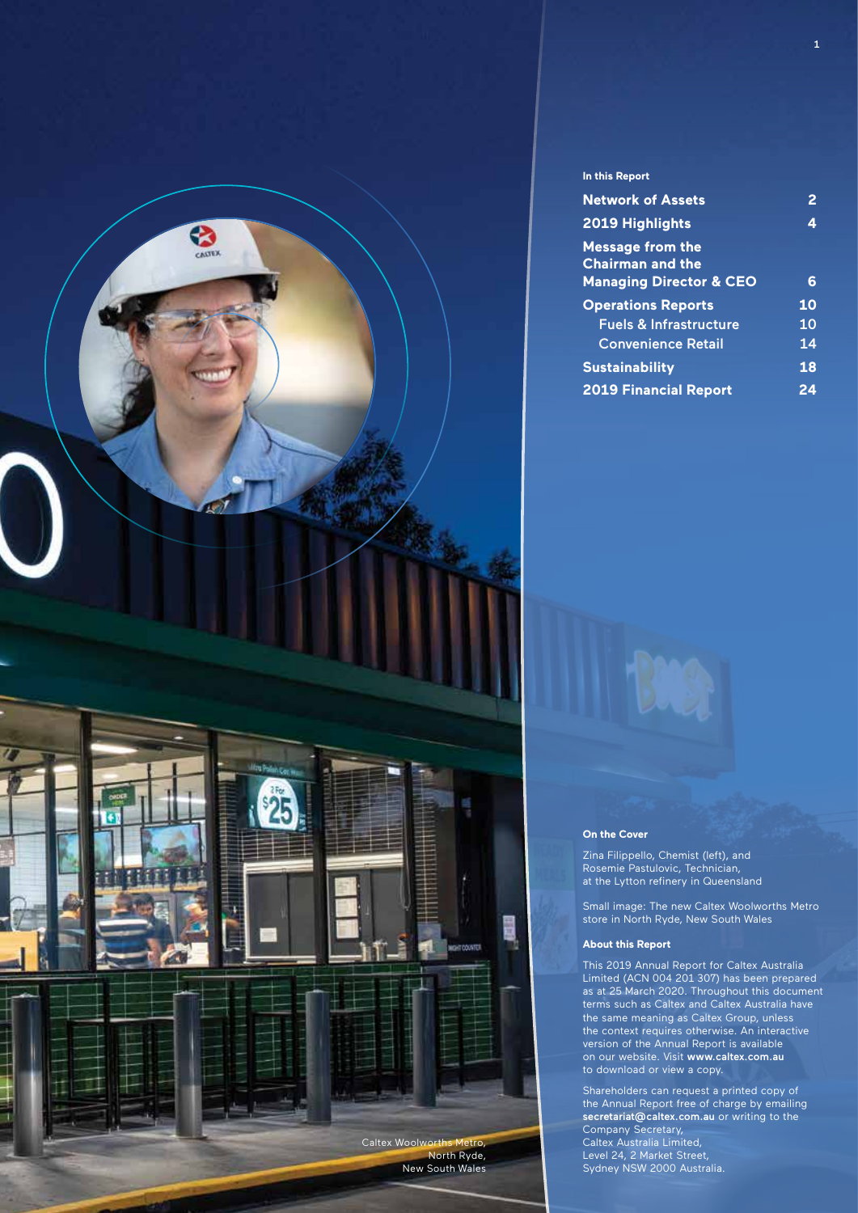**In this Report**

| | |
|---|---|
| **Network of Assets** | **2** |
| **2019 Highlights** | **4** |
| **Message from the Chairman and the Managing Director & CEO** | **6** |
| **Operations Reports** | **10** |
| Fuels & Infrastructure | 10 |
| Convenience Retail | 14 |
| **Sustainability** | **18** |
| **2019 Financial Report** | **24** |

**On the Cover**

Zina Filippello, Chemist (left), and Rosemie Pastulovic, Technician, at the Lytton refinery in Queensland

Small image: The new Caltex Woolworths Metro store in North Ryde, New South Wales

**About this Report**

This 2019 Annual Report for Caltex Australia Limited (ACN 004 201 307) has been prepared as at 25 March 2020. Throughout this document terms such as Caltex and Caltex Australia have the same meaning as Caltex Group, unless the context requires otherwise. An interactive version of the Annual Report is available on our website. Visit **www.caltex.com.au** to download or view a copy.

Shareholders can request a printed copy of the Annual Report free of charge by emailing **secretariat@caltex.com.au** or writing to the Company Secretary, Caltex Australia Limited, Level 24, 2 Market Street, Sydney NSW 2000 Australia.

Caltex Woolworths Metro, North Ryde, New South Wales